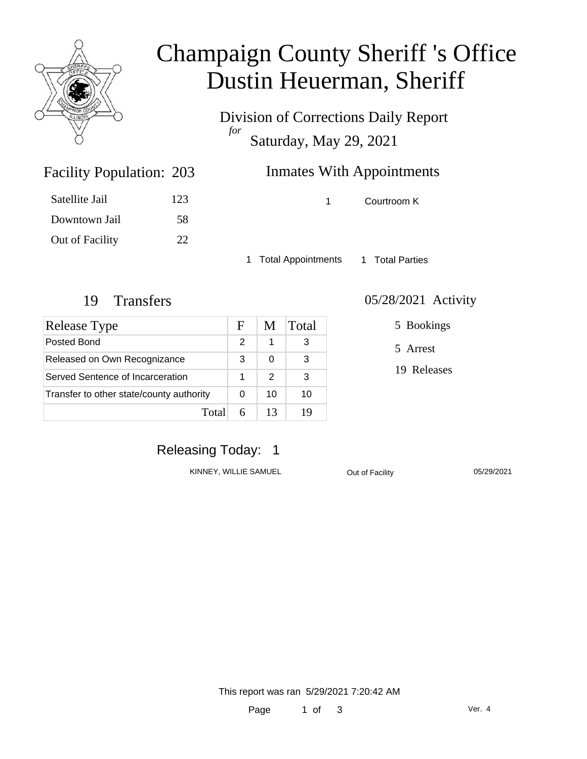# Champaign County Sheriff 's Office
# Dustin Heuerman, Sheriff

Division of Corrections Daily Report
*for*
Saturday, May 29, 2021

## Facility Population: 203

| | |
|---|---|
| Satellite Jail | 123 |
| Downtown Jail | 58 |
| Out of Facility | 22 |

## Inmates With Appointments

| | |
|---|---|
| 1 | Courtroom K |

1 Total Appointments    1 Total Parties

## 19 Transfers

| Release Type | F | M | Total |
|---|---|---|---|
| Posted Bond | 2 | 1 | 3 |
| Released on Own Recognizance | 3 | 0 | 3 |
| Served Sentence of Incarceration | 1 | 2 | 3 |
| Transfer to other state/county authority | 0 | 10 | 10 |
| Total | 6 | 13 | 19 |

## 05/28/2021 Activity

5 Bookings

5 Arrest

19 Releases

## Releasing Today: 1

| | | |
|---|---|---|
| KINNEY, WILLIE SAMUEL | Out of Facility | 05/29/2021 |

This report was ran 5/29/2021 7:20:42 AM

Ver. 4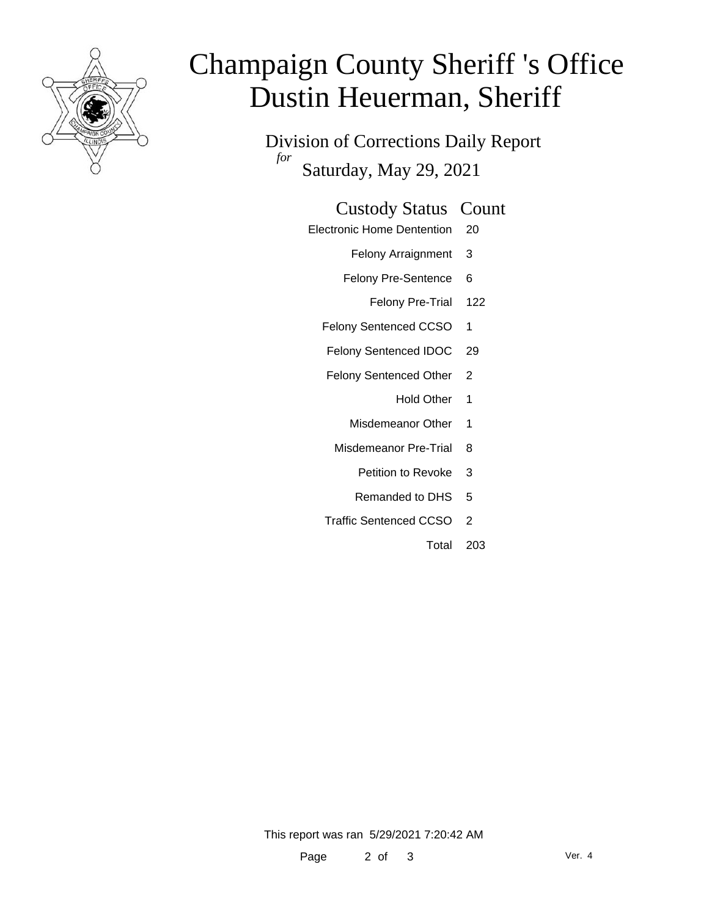# Champaign County Sheriff 's Office
# Dustin Heuerman, Sheriff

Division of Corrections Daily Report

*for*

Saturday, May 29, 2021

| Custody Status | Count |
|---|---|
| Electronic Home Dentention | 20 |
| Felony Arraignment | 3 |
| Felony Pre-Sentence | 6 |
| Felony Pre-Trial | 122 |
| Felony Sentenced CCSO | 1 |
| Felony Sentenced IDOC | 29 |
| Felony Sentenced Other | 2 |
| Hold Other | 1 |
| Misdemeanor Other | 1 |
| Misdemeanor Pre-Trial | 8 |
| Petition to Revoke | 3 |
| Remanded to DHS | 5 |
| Traffic Sentenced CCSO | 2 |
| Total | 203 |

This report was ran 5/29/2021 7:20:42 AM

Ver. 4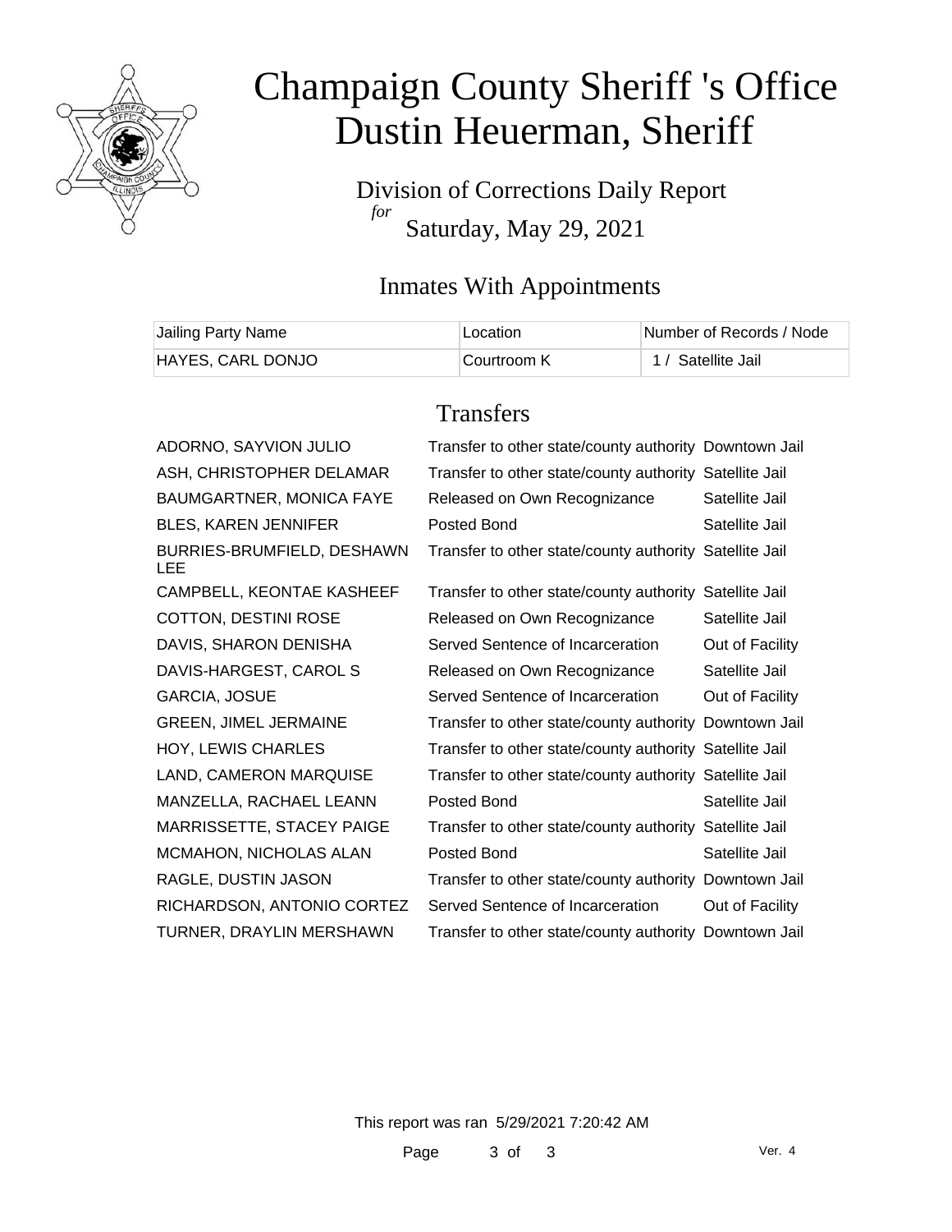# Champaign County Sheriff 's Office
# Dustin Heuerman, Sheriff

Division of Corrections Daily Report
*for*
Saturday, May 29, 2021

## Inmates With Appointments

| Jailing Party Name | Location | Number of Records / Node |
| --- | --- | --- |
| HAYES, CARL DONJO | Courtroom K | 1 / Satellite Jail |

## Transfers

| | | |
| --- | --- | --- |
| ADORNO, SAYVION JULIO | Transfer to other state/county authority | Downtown Jail |
| ASH, CHRISTOPHER DELAMAR | Transfer to other state/county authority | Satellite Jail |
| BAUMGARTNER, MONICA FAYE | Released on Own Recognizance | Satellite Jail |
| BLES, KAREN JENNIFER | Posted Bond | Satellite Jail |
| BURRIES-BRUMFIELD, DESHAWN LEE | Transfer to other state/county authority | Satellite Jail |
| CAMPBELL, KEONTAE KASHEEF | Transfer to other state/county authority | Satellite Jail |
| COTTON, DESTINI ROSE | Released on Own Recognizance | Satellite Jail |
| DAVIS, SHARON DENISHA | Served Sentence of Incarceration | Out of Facility |
| DAVIS-HARGEST, CAROL S | Released on Own Recognizance | Satellite Jail |
| GARCIA, JOSUE | Served Sentence of Incarceration | Out of Facility |
| GREEN, JIMEL JERMAINE | Transfer to other state/county authority | Downtown Jail |
| HOY, LEWIS CHARLES | Transfer to other state/county authority | Satellite Jail |
| LAND, CAMERON MARQUISE | Transfer to other state/county authority | Satellite Jail |
| MANZELLA, RACHAEL LEANN | Posted Bond | Satellite Jail |
| MARRISSETTE, STACEY PAIGE | Transfer to other state/county authority | Satellite Jail |
| MCMAHON, NICHOLAS ALAN | Posted Bond | Satellite Jail |
| RAGLE, DUSTIN JASON | Transfer to other state/county authority | Downtown Jail |
| RICHARDSON, ANTONIO CORTEZ | Served Sentence of Incarceration | Out of Facility |
| TURNER, DRAYLIN MERSHAWN | Transfer to other state/county authority | Downtown Jail |

This report was ran 5/29/2021 7:20:42 AM